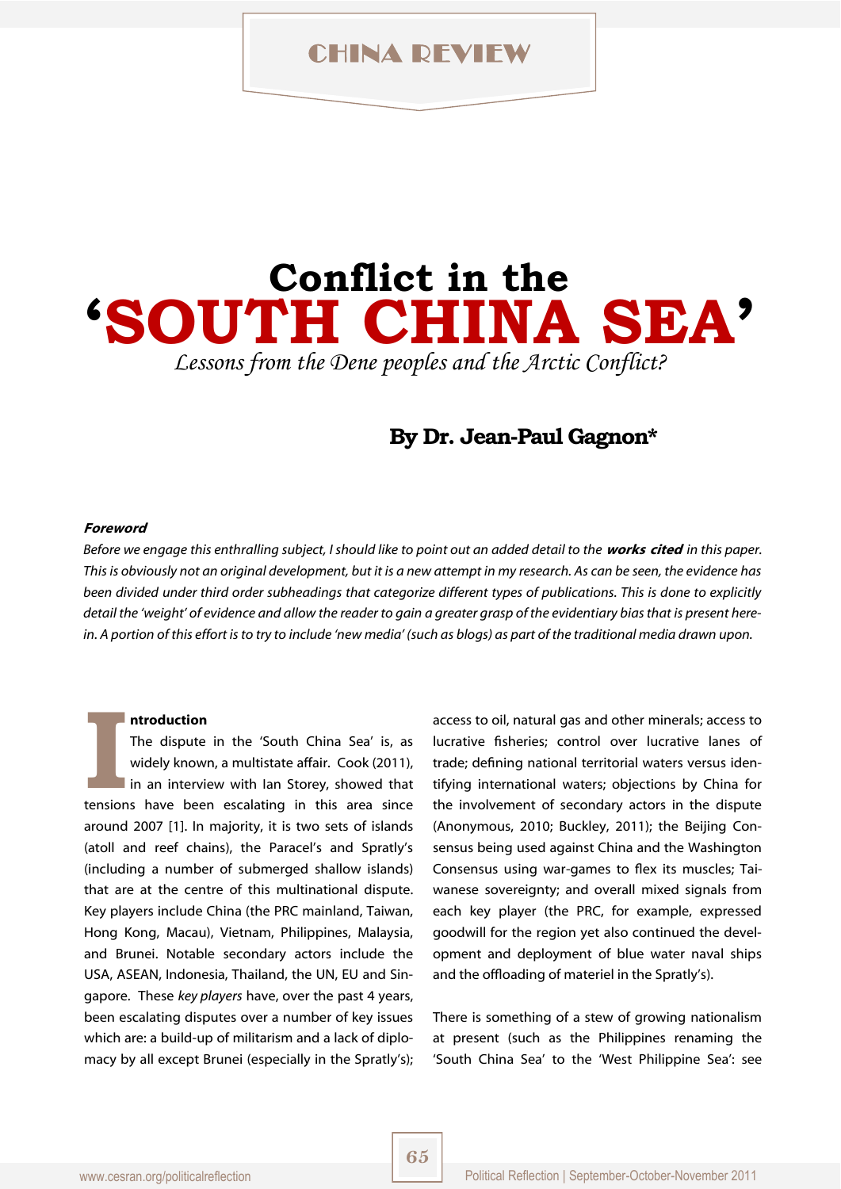# Conflict in the 'SOUTH CHINA SEA'

*Lessons from the Dene peoples and the Arctic Conflict?*

**By Dr. Jean-Paul Gagnon***

***Foreword***

*Before we engage this enthralling subject, I should like to point out an added detail to the* ***works cited*** *in this paper. This is obviously not an original development, but it is a new attempt in my research. As can be seen, the evidence has been divided under third order subheadings that categorize different types of publications. This is done to explicitly detail the 'weight' of evidence and allow the reader to gain a greater grasp of the evidentiary bias that is present herein. A portion of this effort is to try to include 'new media' (such as blogs) as part of the traditional media drawn upon.*

## Introduction

The dispute in the 'South China Sea' is, as widely known, a multistate affair. Cook (2011), in an interview with Ian Storey, showed that tensions have been escalating in this area since around 2007 [1]. In majority, it is two sets of islands (atoll and reef chains), the Paracel's and Spratly's (including a number of submerged shallow islands) that are at the centre of this multinational dispute. Key players include China (the PRC mainland, Taiwan, Hong Kong, Macau), Vietnam, Philippines, Malaysia, and Brunei. Notable secondary actors include the USA, ASEAN, Indonesia, Thailand, the UN, EU and Singapore. These *key players* have, over the past 4 years, been escalating disputes over a number of key issues which are: a build-up of militarism and a lack of diplomacy by all except Brunei (especially in the Spratly's); access to oil, natural gas and other minerals; access to lucrative fisheries; control over lucrative lanes of trade; defining national territorial waters versus identifying international waters; objections by China for the involvement of secondary actors in the dispute (Anonymous, 2010; Buckley, 2011); the Beijing Consensus being used against China and the Washington Consensus using war-games to flex its muscles; Taiwanese sovereignty; and overall mixed signals from each key player (the PRC, for example, expressed goodwill for the region yet also continued the development and deployment of blue water naval ships and the offloading of materiel in the Spratly's).

There is something of a stew of growing nationalism at present (such as the Philippines renaming the 'South China Sea' to the 'West Philippine Sea': see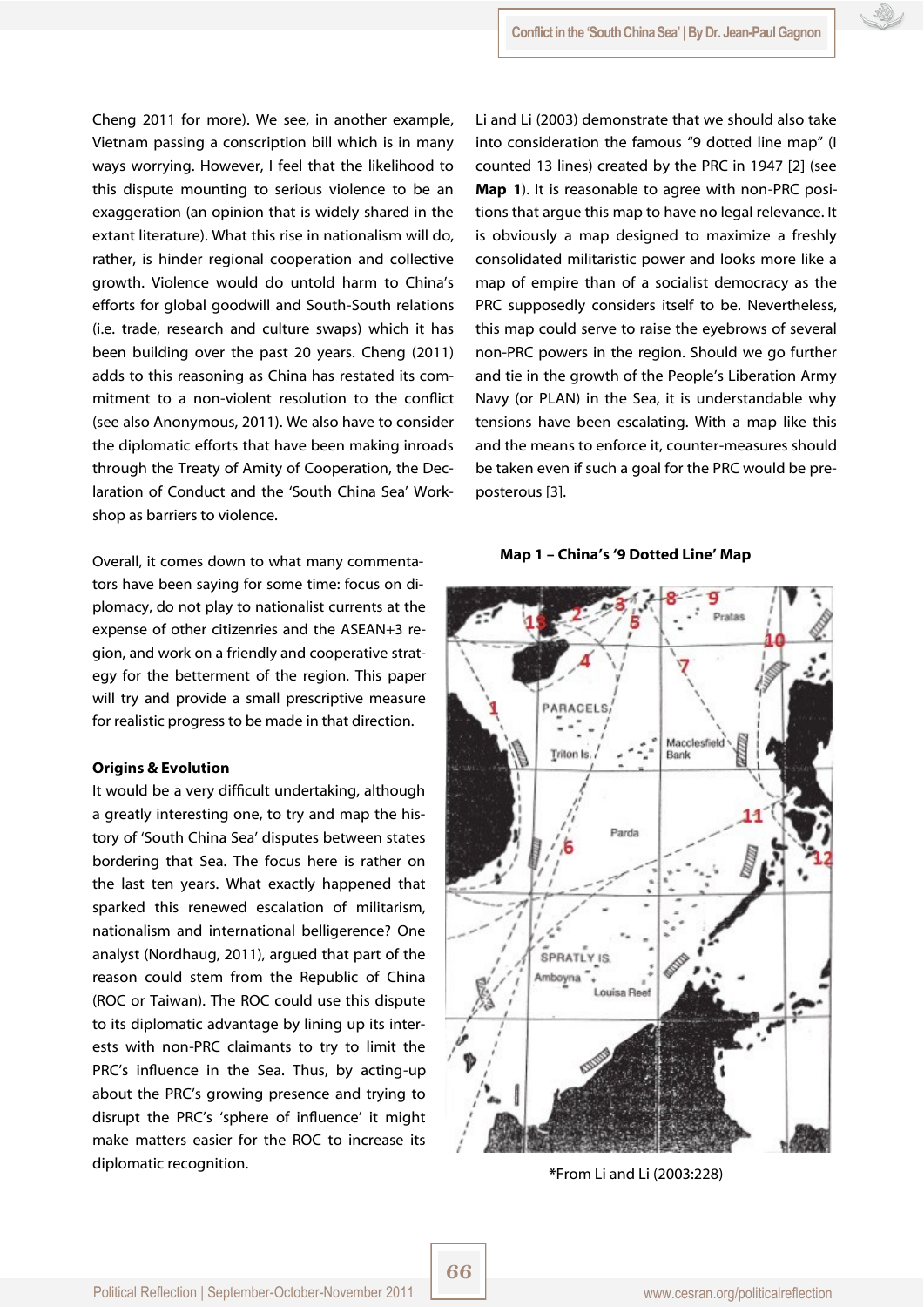Cheng 2011 for more). We see, in another example, Vietnam passing a conscription bill which is in many ways worrying. However, I feel that the likelihood to this dispute mounting to serious violence to be an exaggeration (an opinion that is widely shared in the extant literature). What this rise in nationalism will do, rather, is hinder regional cooperation and collective growth. Violence would do untold harm to China's efforts for global goodwill and South-South relations (i.e. trade, research and culture swaps) which it has been building over the past 20 years. Cheng (2011) adds to this reasoning as China has restated its commitment to a non-violent resolution to the conflict (see also Anonymous, 2011). We also have to consider the diplomatic efforts that have been making inroads through the Treaty of Amity of Cooperation, the Declaration of Conduct and the 'South China Sea' Workshop as barriers to violence.

Overall, it comes down to what many commentators have been saying for some time: focus on diplomacy, do not play to nationalist currents at the expense of other citizenries and the ASEAN+3 region, and work on a friendly and cooperative strategy for the betterment of the region. This paper will try and provide a small prescriptive measure for realistic progress to be made in that direction.

**Origins & Evolution**

It would be a very difficult undertaking, although a greatly interesting one, to try and map the history of 'South China Sea' disputes between states bordering that Sea. The focus here is rather on the last ten years. What exactly happened that sparked this renewed escalation of militarism, nationalism and international belligerence? One analyst (Nordhaug, 2011), argued that part of the reason could stem from the Republic of China (ROC or Taiwan). The ROC could use this dispute to its diplomatic advantage by lining up its interests with non-PRC claimants to try to limit the PRC's influence in the Sea. Thus, by acting-up about the PRC's growing presence and trying to disrupt the PRC's 'sphere of influence' it might make matters easier for the ROC to increase its diplomatic recognition.

Li and Li (2003) demonstrate that we should also take into consideration the famous "9 dotted line map" (I counted 13 lines) created by the PRC in 1947 [2] (see **Map 1**). It is reasonable to agree with non-PRC positions that argue this map to have no legal relevance. It is obviously a map designed to maximize a freshly consolidated militaristic power and looks more like a map of empire than of a socialist democracy as the PRC supposedly considers itself to be. Nevertheless, this map could serve to raise the eyebrows of several non-PRC powers in the region. Should we go further and tie in the growth of the People's Liberation Army Navy (or PLAN) in the Sea, it is understandable why tensions have been escalating. With a map like this and the means to enforce it, counter-measures should be taken even if such a goal for the PRC would be preposterous [3].

**Map 1 – China's '9 Dotted Line' Map**

*From Li and Li (2003:228)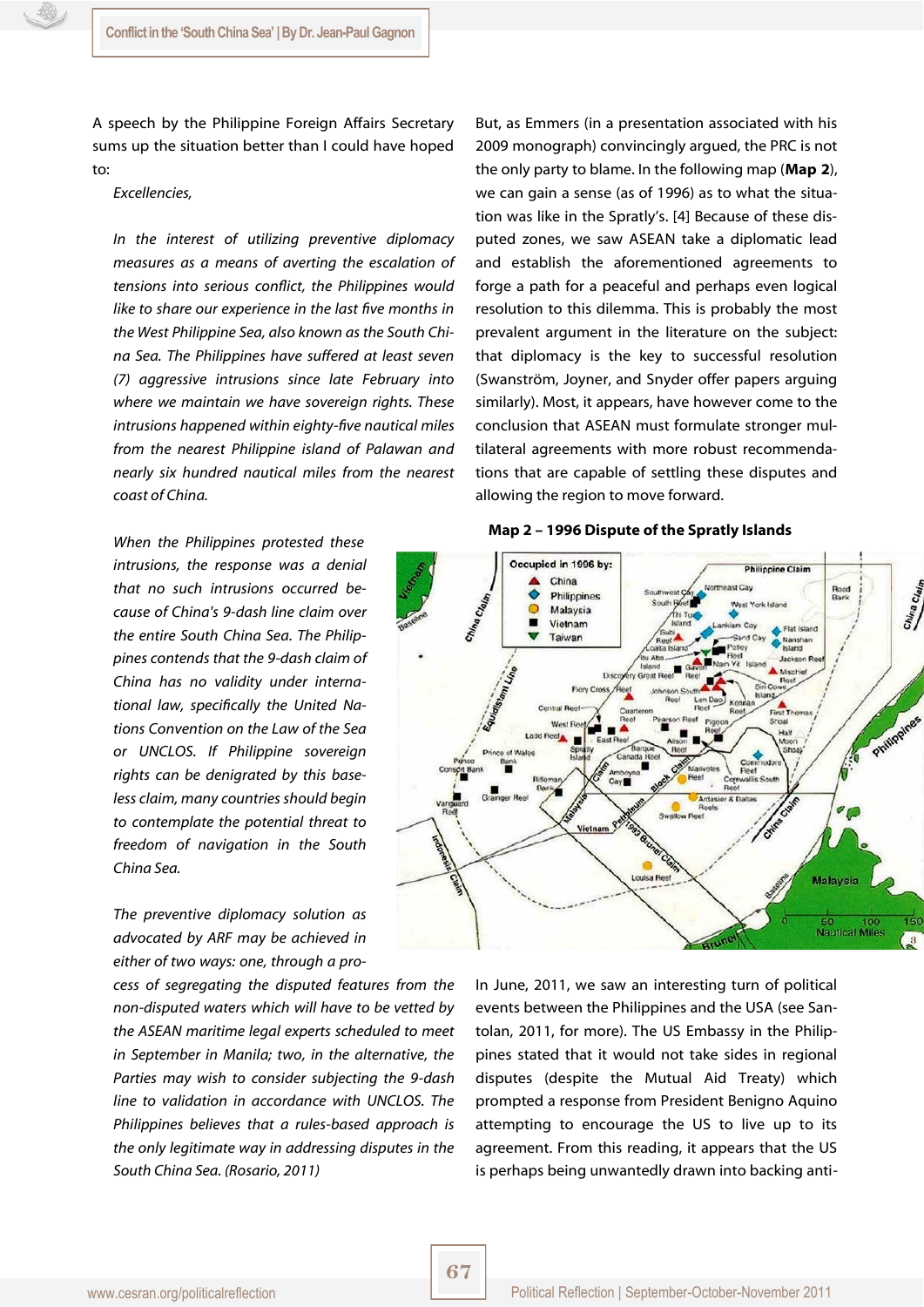A speech by the Philippine Foreign Affairs Secretary sums up the situation better than I could have hoped to:

*Excellencies,*

*In the interest of utilizing preventive diplomacy measures as a means of averting the escalation of tensions into serious conflict, the Philippines would like to share our experience in the last five months in the West Philippine Sea, also known as the South China Sea. The Philippines have suffered at least seven (7) aggressive intrusions since late February into where we maintain we have sovereign rights. These intrusions happened within eighty-five nautical miles from the nearest Philippine island of Palawan and nearly six hundred nautical miles from the nearest coast of China.*

*When the Philippines protested these intrusions, the response was a denial that no such intrusions occurred because of China's 9-dash line claim over the entire South China Sea. The Philippines contends that the 9-dash claim of China has no validity under international law, specifically the United Nations Convention on the Law of the Sea or UNCLOS. If Philippine sovereign rights can be denigrated by this baseless claim, many countries should begin to contemplate the potential threat to freedom of navigation in the South China Sea.*

*The preventive diplomacy solution as advocated by ARF may be achieved in either of two ways: one, through a process of segregating the disputed features from the non-disputed waters which will have to be vetted by the ASEAN maritime legal experts scheduled to meet in September in Manila; two, in the alternative, the Parties may wish to consider subjecting the 9-dash line to validation in accordance with UNCLOS. The Philippines believes that a rules-based approach is the only legitimate way in addressing disputes in the South China Sea. (Rosario, 2011)*

But, as Emmers (in a presentation associated with his 2009 monograph) convincingly argued, the PRC is not the only party to blame. In the following map (**Map 2**), we can gain a sense (as of 1996) as to what the situation was like in the Spratly's. [4] Because of these disputed zones, we saw ASEAN take a diplomatic lead and establish the aforementioned agreements to forge a path for a peaceful and perhaps even logical resolution to this dilemma. This is probably the most prevalent argument in the literature on the subject: that diplomacy is the key to successful resolution (Swanström, Joyner, and Snyder offer papers arguing similarly). Most, it appears, have however come to the conclusion that ASEAN must formulate stronger multilateral agreements with more robust recommendations that are capable of settling these disputes and allowing the region to move forward.

**Map 2 – 1996 Dispute of the Spratly Islands**

In June, 2011, we saw an interesting turn of political events between the Philippines and the USA (see Santolan, 2011, for more). The US Embassy in the Philippines stated that it would not take sides in regional disputes (despite the Mutual Aid Treaty) which prompted a response from President Benigno Aquino attempting to encourage the US to live up to its agreement. From this reading, it appears that the US is perhaps being unwantedly drawn into backing anti-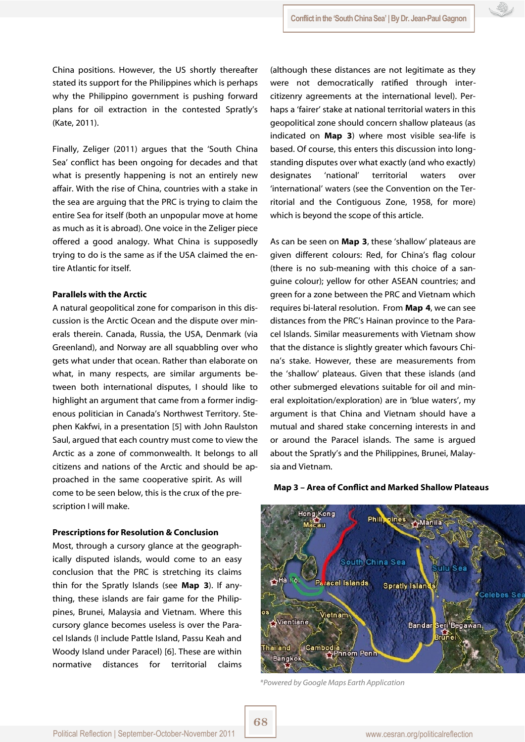China positions. However, the US shortly thereafter stated its support for the Philippines which is perhaps why the Philippino government is pushing forward plans for oil extraction in the contested Spratly's (Kate, 2011).

Finally, Zeliger (2011) argues that the 'South China Sea' conflict has been ongoing for decades and that what is presently happening is not an entirely new affair. With the rise of China, countries with a stake in the sea are arguing that the PRC is trying to claim the entire Sea for itself (both an unpopular move at home as much as it is abroad). One voice in the Zeliger piece offered a good analogy. What China is supposedly trying to do is the same as if the USA claimed the entire Atlantic for itself.

**Parallels with the Arctic**

A natural geopolitical zone for comparison in this discussion is the Arctic Ocean and the dispute over minerals therein. Canada, Russia, the USA, Denmark (via Greenland), and Norway are all squabbling over who gets what under that ocean. Rather than elaborate on what, in many respects, are similar arguments between both international disputes, I should like to highlight an argument that came from a former indigenous politician in Canada's Northwest Territory. Stephen Kakfwi, in a presentation [5] with John Raulston Saul, argued that each country must come to view the Arctic as a zone of commonwealth. It belongs to all citizens and nations of the Arctic and should be approached in the same cooperative spirit. As will come to be seen below, this is the crux of the prescription I will make.

**Prescriptions for Resolution & Conclusion**

Most, through a cursory glance at the geographically disputed islands, would come to an easy conclusion that the PRC is stretching its claims thin for the Spratly Islands (see **Map 3**). If anything, these islands are fair game for the Philippines, Brunei, Malaysia and Vietnam. Where this cursory glance becomes useless is over the Paracel Islands (I include Pattle Island, Passu Keah and Woody Island under Paracel) [6]. These are within normative distances for territorial claims (although these distances are not legitimate as they were not democratically ratified through inter-citizenry agreements at the international level). Perhaps a 'fairer' stake at national territorial waters in this geopolitical zone should concern shallow plateaus (as indicated on **Map 3**) where most visible sea-life is based. Of course, this enters this discussion into long-standing disputes over what exactly (and who exactly) designates 'national' territorial waters over 'international' waters (see the Convention on the Territorial and the Contiguous Zone, 1958, for more) which is beyond the scope of this article.

As can be seen on **Map 3**, these 'shallow' plateaus are given different colours: Red, for China's flag colour (there is no sub-meaning with this choice of a sanguine colour); yellow for other ASEAN countries; and green for a zone between the PRC and Vietnam which requires bi-lateral resolution. From **Map 4**, we can see distances from the PRC's Hainan province to the Paracel Islands. Similar measurements with Vietnam show that the distance is slightly greater which favours China's stake. However, these are measurements from the 'shallow' plateaus. Given that these islands (and other submerged elevations suitable for oil and mineral exploitation/exploration) are in 'blue waters', my argument is that China and Vietnam should have a mutual and shared stake concerning interests in and or around the Paracel islands. The same is argued about the Spratly's and the Philippines, Brunei, Malaysia and Vietnam.

**Map 3 – Area of Conflict and Marked Shallow Plateaus**

*\*Powered by Google Maps Earth Application*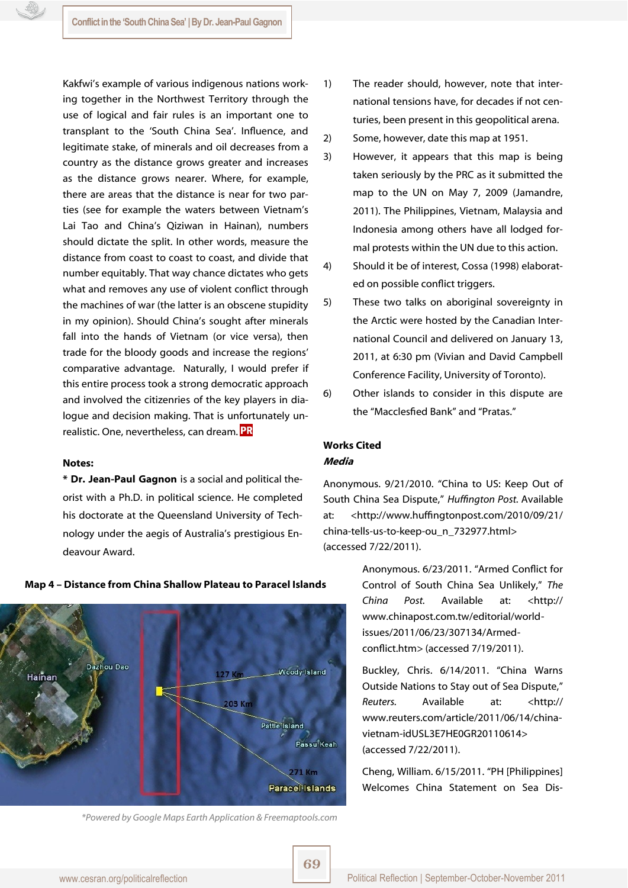Kakfwi's example of various indigenous nations working together in the Northwest Territory through the use of logical and fair rules is an important one to transplant to the 'South China Sea'. Influence, and legitimate stake, of minerals and oil decreases from a country as the distance grows greater and increases as the distance grows nearer. Where, for example, there are areas that the distance is near for two parties (see for example the waters between Vietnam's Lai Tao and China's Qiziwan in Hainan), numbers should dictate the split. In other words, measure the distance from coast to coast, and divide that number equitably. That way chance dictates who gets what and removes any use of violent conflict through the machines of war (the latter is an obscene stupidity in my opinion). Should China's sought after minerals fall into the hands of Vietnam (or vice versa), then trade for the bloody goods and increase the regions' comparative advantage. Naturally, I would prefer if this entire process took a strong democratic approach and involved the citizenries of the key players in dialogue and decision making. That is unfortunately unrealistic. One, nevertheless, can dream. PR

**Notes:**

* **Dr. Jean-Paul Gagnon** is a social and political theorist with a Ph.D. in political science. He completed his doctorate at the Queensland University of Technology under the aegis of Australia's prestigious Endeavour Award.

**Map 4 – Distance from China Shallow Plateau to Paracel Islands**

*Powered by Google Maps Earth Application & Freemaptools.com

1) The reader should, however, note that international tensions have, for decades if not centuries, been present in this geopolitical arena.
2) Some, however, date this map at 1951.
3) However, it appears that this map is being taken seriously by the PRC as it submitted the map to the UN on May 7, 2009 (Jamandre, 2011). The Philippines, Vietnam, Malaysia and Indonesia among others have all lodged formal protests within the UN due to this action.
4) Should it be of interest, Cossa (1998) elaborated on possible conflict triggers.
5) These two talks on aboriginal sovereignty in the Arctic were hosted by the Canadian International Council and delivered on January 13, 2011, at 6:30 pm (Vivian and David Campbell Conference Facility, University of Toronto).
6) Other islands to consider in this dispute are the "Macclesfied Bank" and "Pratas."

**Works Cited**

***Media***

Anonymous. 9/21/2010. "China to US: Keep Out of South China Sea Dispute," *Huffington Post*. Available at: <http://www.huffingtonpost.com/2010/09/21/china-tells-us-to-keep-ou_n_732977.html> (accessed 7/22/2011).

Anonymous. 6/23/2011. "Armed Conflict for Control of South China Sea Unlikely," *The China Post*. Available at: <http://www.chinapost.com.tw/editorial/world-issues/2011/06/23/307134/Armed-conflict.htm> (accessed 7/19/2011).

Buckley, Chris. 6/14/2011. "China Warns Outside Nations to Stay out of Sea Dispute," *Reuters*. Available at: <http://www.reuters.com/article/2011/06/14/china-vietnam-idUSL3E7HE0GR20110614> (accessed 7/22/2011).

Cheng, William. 6/15/2011. "PH [Philippines] Welcomes China Statement on Sea Dis-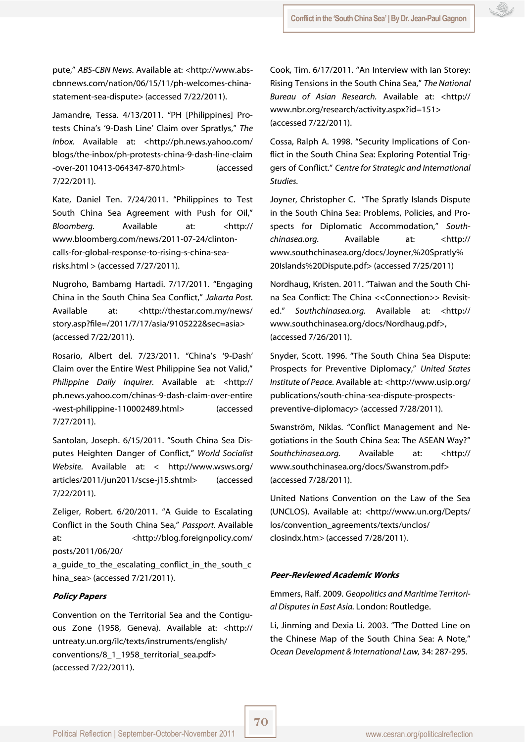pute," *ABS-CBN News*. Available at: <http://www.abs-cbnnews.com/nation/06/15/11/ph-welcomes-china-statement-sea-dispute> (accessed 7/22/2011).

Jamandre, Tessa. 4/13/2011. "PH [Philippines] Protests China's '9-Dash Line' Claim over Spratlys," *The Inbox*. Available at: <http://ph.news.yahoo.com/blogs/the-inbox/ph-protests-china-9-dash-line-claim-over-20110413-064347-870.html> (accessed 7/22/2011).

Kate, Daniel Ten. 7/24/2011. "Philippines to Test South China Sea Agreement with Push for Oil," *Bloomberg*. Available at: <http://www.bloomberg.com/news/2011-07-24/clinton-calls-for-global-response-to-rising-s-china-sea-risks.html > (accessed 7/27/2011).

Nugroho, Bambamg Hartadi. 7/17/2011. "Engaging China in the South China Sea Conflict," *Jakarta Post*. Available at: <http://thestar.com.my/news/story.asp?file=/2011/7/17/asia/9105222&sec=asia> (accessed 7/22/2011).

Rosario, Albert del. 7/23/2011. "China's '9-Dash' Claim over the Entire West Philippine Sea not Valid," *Philippine Daily Inquirer*. Available at: <http://ph.news.yahoo.com/chinas-9-dash-claim-over-entire-west-philippine-110002489.html> (accessed 7/27/2011).

Santolan, Joseph. 6/15/2011. "South China Sea Disputes Heighten Danger of Conflict," *World Socialist Website*. Available at: < http://www.wsws.org/articles/2011/jun2011/scse-j15.shtml> (accessed 7/22/2011).

Zeliger, Robert. 6/20/2011. "A Guide to Escalating Conflict in the South China Sea," *Passport*. Available at: <http://blog.foreignpolicy.com/posts/2011/06/20/a_guide_to_the_escalating_conflict_in_the_south_china_sea> (accessed 7/21/2011).

**Policy Papers**

Convention on the Territorial Sea and the Contiguous Zone (1958, Geneva). Available at: <http://untreaty.un.org/ilc/texts/instruments/english/conventions/8_1_1958_territorial_sea.pdf> (accessed 7/22/2011).

Cook, Tim. 6/17/2011. "An Interview with Ian Storey: Rising Tensions in the South China Sea," *The National Bureau of Asian Research*. Available at: <http://www.nbr.org/research/activity.aspx?id=151> (accessed 7/22/2011).

Cossa, Ralph A. 1998. "Security Implications of Conflict in the South China Sea: Exploring Potential Triggers of Conflict." *Centre for Strategic and International Studies*.

Joyner, Christopher C. "The Spratly Islands Dispute in the South China Sea: Problems, Policies, and Prospects for Diplomatic Accommodation," *Southchinasea.org*. Available at: <http://www.southchinasea.org/docs/Joyner,%20Spratly%20Islands%20Dispute.pdf> (accessed 7/25/2011)

Nordhaug, Kristen. 2011. "Taiwan and the South China Sea Conflict: The China <<Connection>> Revisited." *Southchinasea.org*. Available at: <http://www.southchinasea.org/docs/Nordhaug.pdf>, (accessed 7/26/2011).

Snyder, Scott. 1996. "The South China Sea Dispute: Prospects for Preventive Diplomacy," *United States Institute of Peace*. Available at: <http://www.usip.org/publications/south-china-sea-dispute-prospects-preventive-diplomacy> (accessed 7/28/2011).

Swanström, Niklas. "Conflict Management and Negotiations in the South China Sea: The ASEAN Way?" *Southchinasea.org*. Available at: <http://www.southchinasea.org/docs/Swanstrom.pdf> (accessed 7/28/2011).

United Nations Convention on the Law of the Sea (UNCLOS). Available at: <http://www.un.org/Depts/los/convention_agreements/texts/unclos/closindx.htm> (accessed 7/28/2011).

**Peer-Reviewed Academic Works**

Emmers, Ralf. 2009. *Geopolitics and Maritime Territorial Disputes in East Asia*. London: Routledge.

Li, Jinming and Dexia Li. 2003. "The Dotted Line on the Chinese Map of the South China Sea: A Note," *Ocean Development & International Law,* 34: 287-295.